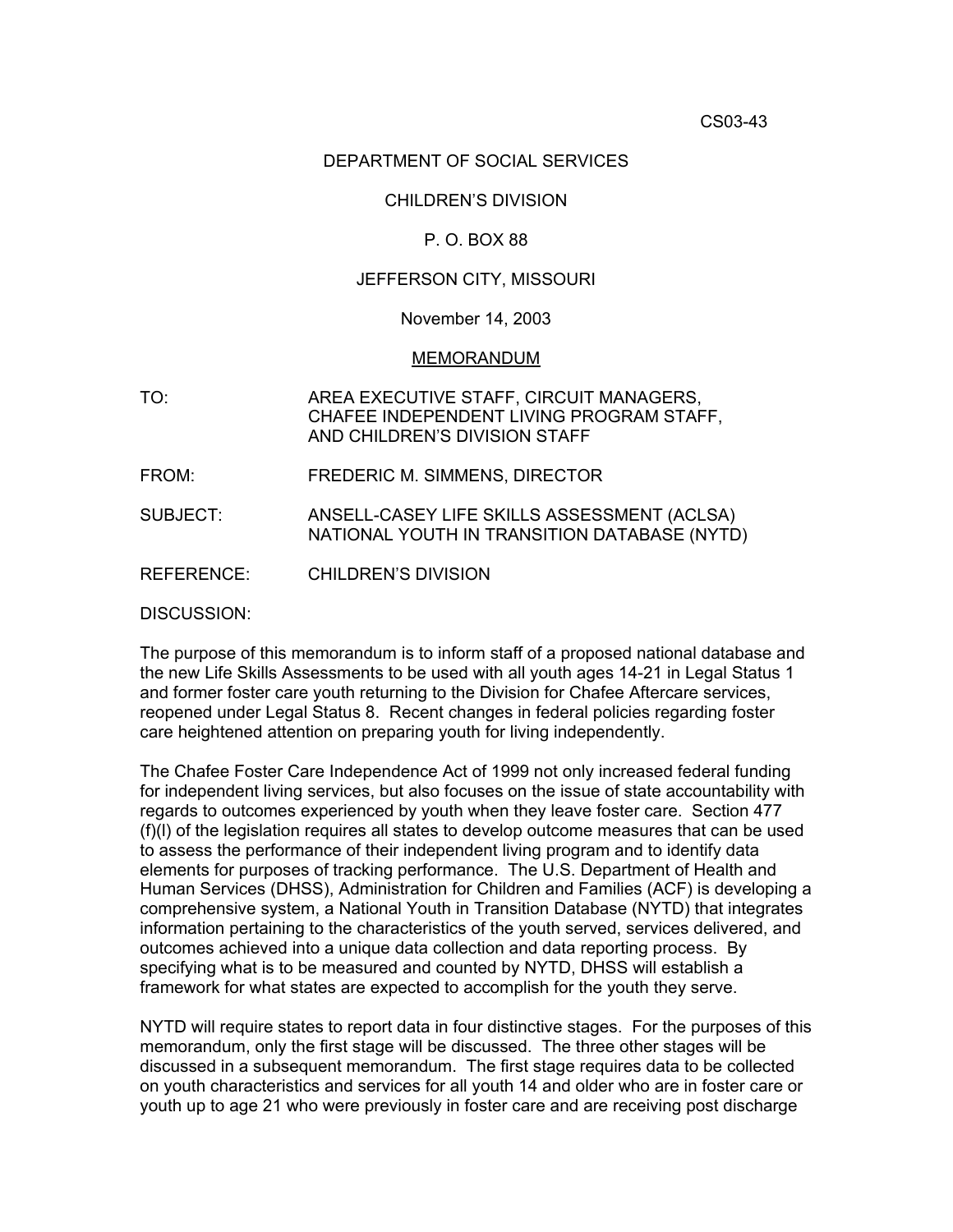CS03-43

DEPARTMENT OF SOCIAL SERVICES

CHILDREN'S DIVISION

P. O. BOX 88

JEFFERSON CITY, MISSOURI

November 14, 2003

MEMORANDUM

TO: AREA EXECUTIVE STAFF, CIRCUIT MANAGERS, CHAFEE INDEPENDENT LIVING PROGRAM STAFF, AND CHILDREN'S DIVISION STAFF

FROM: FREDERIC M. SIMMENS, DIRECTOR

SUBJECT: ANSELL-CASEY LIFE SKILLS ASSESSMENT (ACLSA) NATIONAL YOUTH IN TRANSITION DATABASE (NYTD)

REFERENCE: CHILDREN'S DIVISION

DISCUSSION:

The purpose of this memorandum is to inform staff of a proposed national database and the new Life Skills Assessments to be used with all youth ages 14-21 in Legal Status 1 and former foster care youth returning to the Division for Chafee Aftercare services, reopened under Legal Status 8. Recent changes in federal policies regarding foster care heightened attention on preparing youth for living independently.

The Chafee Foster Care Independence Act of 1999 not only increased federal funding for independent living services, but also focuses on the issue of state accountability with regards to outcomes experienced by youth when they leave foster care. Section 477 (f)(l) of the legislation requires all states to develop outcome measures that can be used to assess the performance of their independent living program and to identify data elements for purposes of tracking performance. The U.S. Department of Health and Human Services (DHSS), Administration for Children and Families (ACF) is developing a comprehensive system, a National Youth in Transition Database (NYTD) that integrates information pertaining to the characteristics of the youth served, services delivered, and outcomes achieved into a unique data collection and data reporting process. By specifying what is to be measured and counted by NYTD, DHSS will establish a framework for what states are expected to accomplish for the youth they serve.

NYTD will require states to report data in four distinctive stages. For the purposes of this memorandum, only the first stage will be discussed. The three other stages will be discussed in a subsequent memorandum. The first stage requires data to be collected on youth characteristics and services for all youth 14 and older who are in foster care or youth up to age 21 who were previously in foster care and are receiving post discharge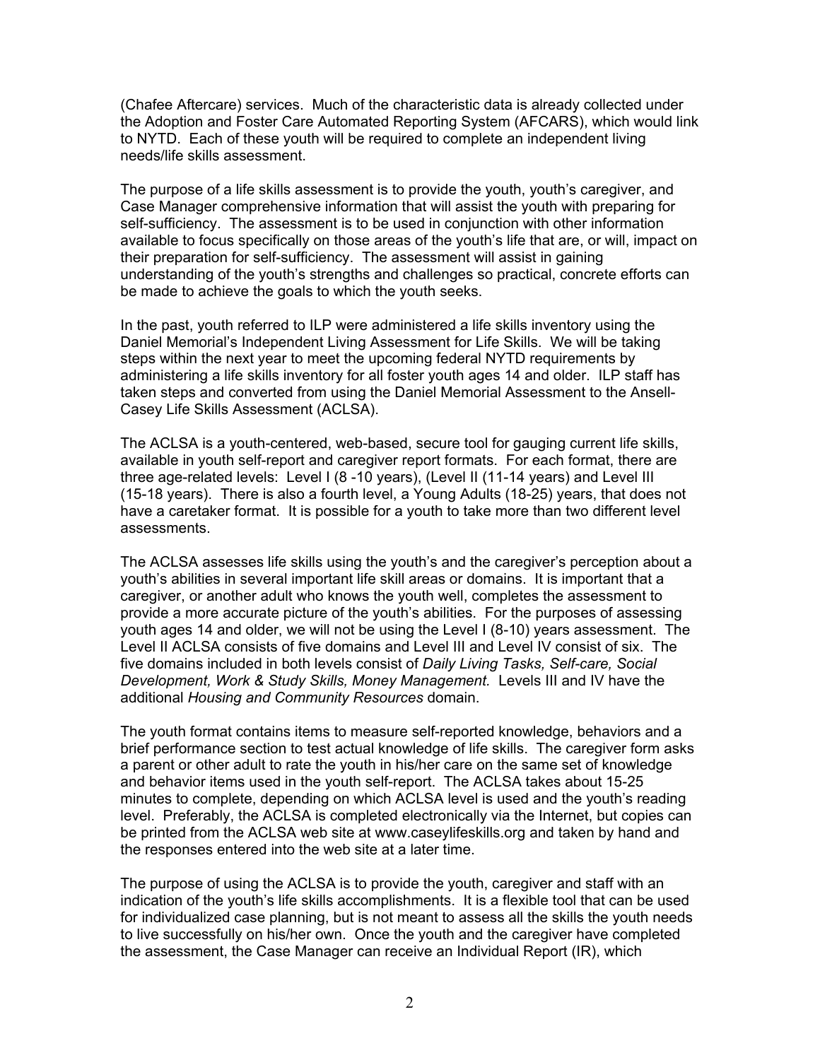(Chafee Aftercare) services. Much of the characteristic data is already collected under the Adoption and Foster Care Automated Reporting System (AFCARS), which would link to NYTD. Each of these youth will be required to complete an independent living needs/life skills assessment.

The purpose of a life skills assessment is to provide the youth, youth's caregiver, and Case Manager comprehensive information that will assist the youth with preparing for self-sufficiency. The assessment is to be used in conjunction with other information available to focus specifically on those areas of the youth's life that are, or will, impact on their preparation for self-sufficiency. The assessment will assist in gaining understanding of the youth's strengths and challenges so practical, concrete efforts can be made to achieve the goals to which the youth seeks.

In the past, youth referred to ILP were administered a life skills inventory using the Daniel Memorial's Independent Living Assessment for Life Skills. We will be taking steps within the next year to meet the upcoming federal NYTD requirements by administering a life skills inventory for all foster youth ages 14 and older. ILP staff has taken steps and converted from using the Daniel Memorial Assessment to the Ansell-Casey Life Skills Assessment (ACLSA).

The ACLSA is a youth-centered, web-based, secure tool for gauging current life skills, available in youth self-report and caregiver report formats. For each format, there are three age-related levels: Level I (8 -10 years), (Level II (11-14 years) and Level III (15-18 years). There is also a fourth level, a Young Adults (18-25) years, that does not have a caretaker format. It is possible for a youth to take more than two different level assessments.

The ACLSA assesses life skills using the youth's and the caregiver's perception about a youth's abilities in several important life skill areas or domains. It is important that a caregiver, or another adult who knows the youth well, completes the assessment to provide a more accurate picture of the youth's abilities. For the purposes of assessing youth ages 14 and older, we will not be using the Level I (8-10) years assessment. The Level II ACLSA consists of five domains and Level III and Level IV consist of six. The five domains included in both levels consist of *Daily Living Tasks, Self-care, Social Development, Work & Study Skills, Money Management.* Levels III and IV have the additional *Housing and Community Resources* domain.

The youth format contains items to measure self-reported knowledge, behaviors and a brief performance section to test actual knowledge of life skills. The caregiver form asks a parent or other adult to rate the youth in his/her care on the same set of knowledge and behavior items used in the youth self-report. The ACLSA takes about 15-25 minutes to complete, depending on which ACLSA level is used and the youth's reading level. Preferably, the ACLSA is completed electronically via the Internet, but copies can be printed from the ACLSA web site at www.caseylifeskills.org and taken by hand and the responses entered into the web site at a later time.

The purpose of using the ACLSA is to provide the youth, caregiver and staff with an indication of the youth's life skills accomplishments. It is a flexible tool that can be used for individualized case planning, but is not meant to assess all the skills the youth needs to live successfully on his/her own. Once the youth and the caregiver have completed the assessment, the Case Manager can receive an Individual Report (IR), which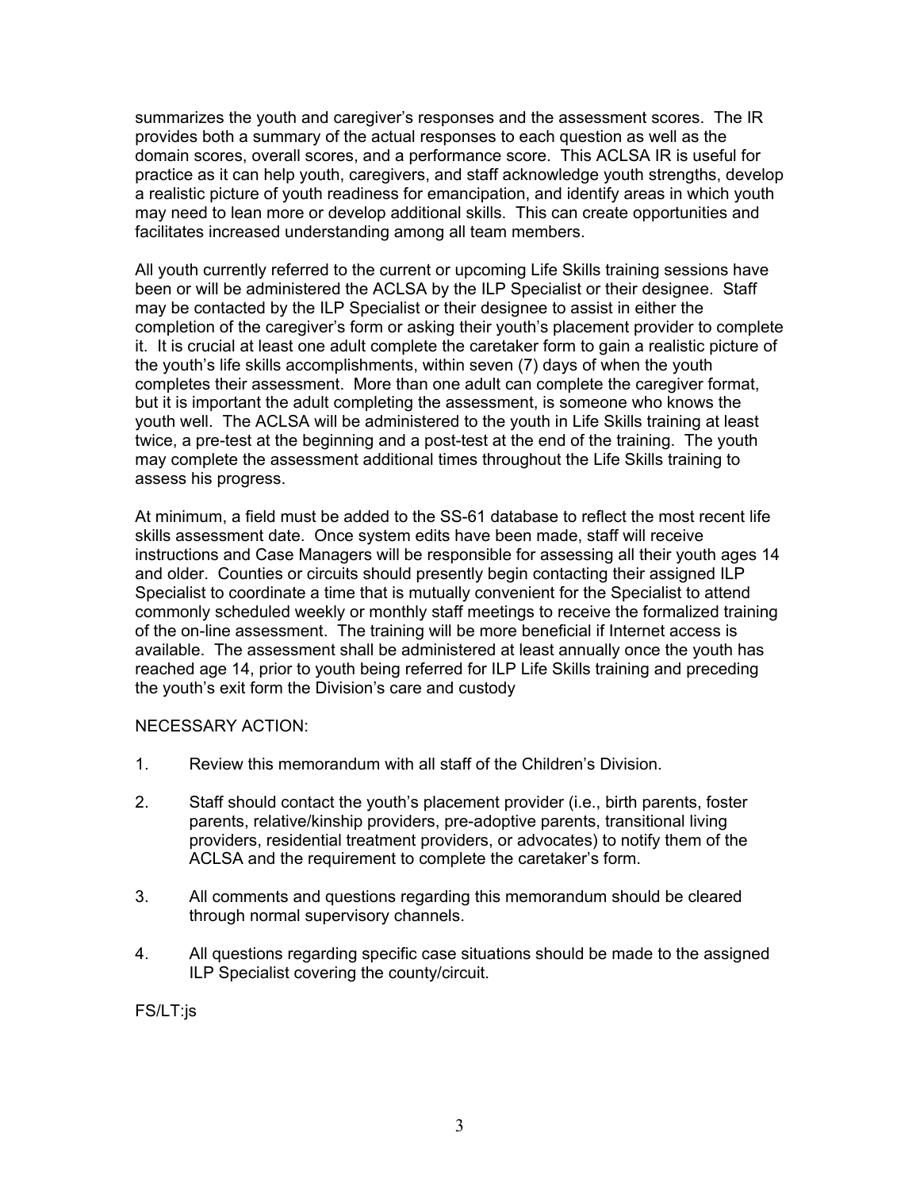summarizes the youth and caregiver's responses and the assessment scores. The IR provides both a summary of the actual responses to each question as well as the domain scores, overall scores, and a performance score. This ACLSA IR is useful for practice as it can help youth, caregivers, and staff acknowledge youth strengths, develop a realistic picture of youth readiness for emancipation, and identify areas in which youth may need to lean more or develop additional skills. This can create opportunities and facilitates increased understanding among all team members.

All youth currently referred to the current or upcoming Life Skills training sessions have been or will be administered the ACLSA by the ILP Specialist or their designee. Staff may be contacted by the ILP Specialist or their designee to assist in either the completion of the caregiver's form or asking their youth's placement provider to complete it. It is crucial at least one adult complete the caretaker form to gain a realistic picture of the youth's life skills accomplishments, within seven (7) days of when the youth completes their assessment. More than one adult can complete the caregiver format, but it is important the adult completing the assessment, is someone who knows the youth well. The ACLSA will be administered to the youth in Life Skills training at least twice, a pre-test at the beginning and a post-test at the end of the training. The youth may complete the assessment additional times throughout the Life Skills training to assess his progress.

At minimum, a field must be added to the SS-61 database to reflect the most recent life skills assessment date. Once system edits have been made, staff will receive instructions and Case Managers will be responsible for assessing all their youth ages 14 and older. Counties or circuits should presently begin contacting their assigned ILP Specialist to coordinate a time that is mutually convenient for the Specialist to attend commonly scheduled weekly or monthly staff meetings to receive the formalized training of the on-line assessment. The training will be more beneficial if Internet access is available. The assessment shall be administered at least annually once the youth has reached age 14, prior to youth being referred for ILP Life Skills training and preceding the youth's exit form the Division's care and custody

NECESSARY ACTION:

1. Review this memorandum with all staff of the Children's Division.

2. Staff should contact the youth's placement provider (i.e., birth parents, foster parents, relative/kinship providers, pre-adoptive parents, transitional living providers, residential treatment providers, or advocates) to notify them of the ACLSA and the requirement to complete the caretaker's form.

3. All comments and questions regarding this memorandum should be cleared through normal supervisory channels.

4. All questions regarding specific case situations should be made to the assigned ILP Specialist covering the county/circuit.

FS/LT:js